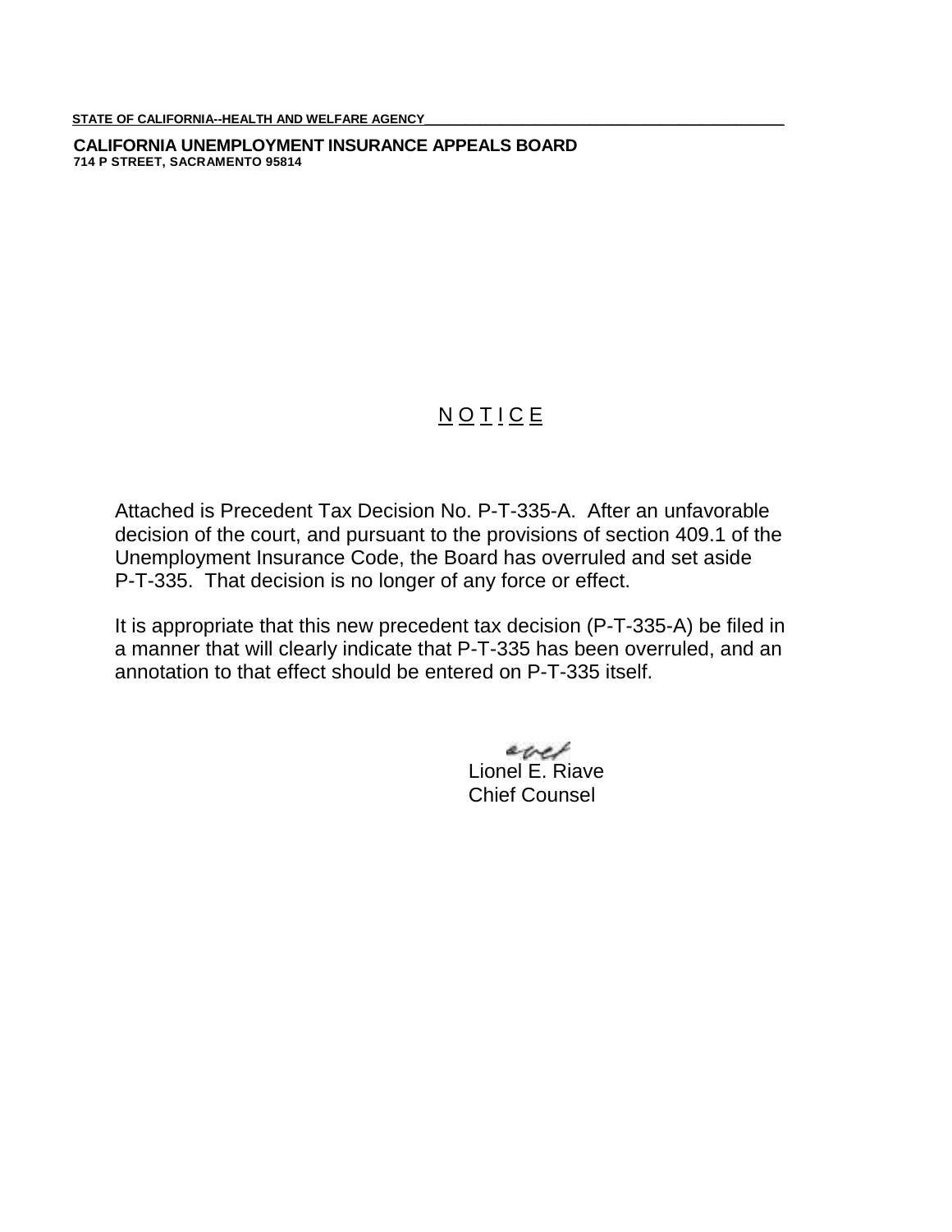STATE OF CALIFORNIA--HEALTH AND WELFARE AGENCY

**CALIFORNIA UNEMPLOYMENT INSURANCE APPEALS BOARD**
**714 P STREET, SACRAMENTO 95814**

## N O T I C E

Attached is Precedent Tax Decision No. P-T-335-A. After an unfavorable decision of the court, and pursuant to the provisions of section 409.1 of the Unemployment Insurance Code, the Board has overruled and set aside P-T-335. That decision is no longer of any force or effect.

It is appropriate that this new precedent tax decision (P-T-335-A) be filed in a manner that will clearly indicate that P-T-335 has been overruled, and an annotation to that effect should be entered on P-T-335 itself.

Lionel E. Riave
Chief Counsel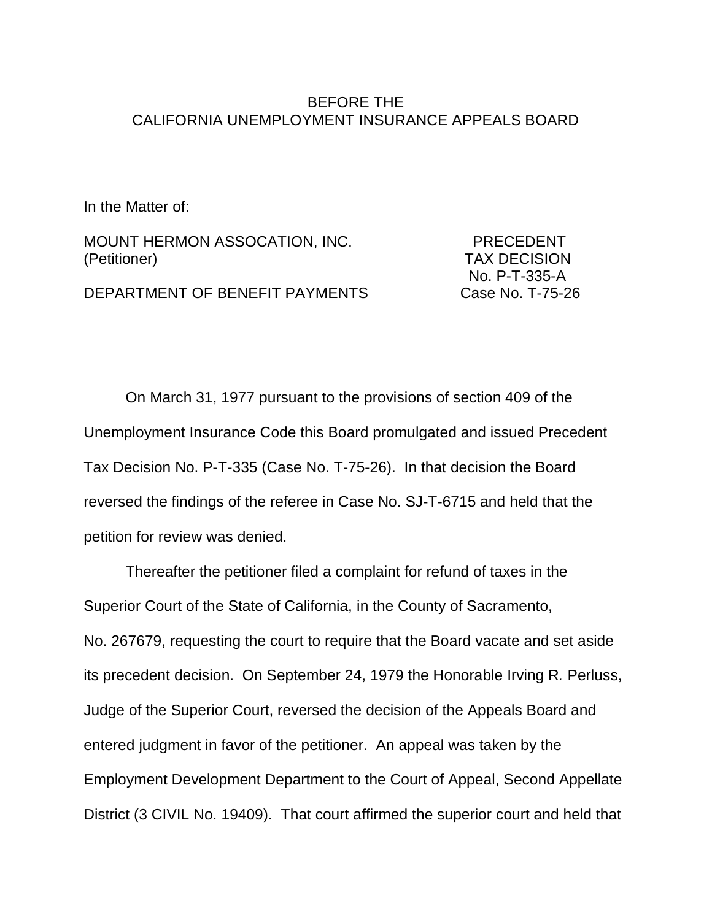BEFORE THE
CALIFORNIA UNEMPLOYMENT INSURANCE APPEALS BOARD

In the Matter of:

MOUNT HERMON ASSOCATION, INC.
(Petitioner)

DEPARTMENT OF BENEFIT PAYMENTS

PRECEDENT
TAX DECISION
No. P-T-335-A
Case No. T-75-26

On March 31, 1977 pursuant to the provisions of section 409 of the Unemployment Insurance Code this Board promulgated and issued Precedent Tax Decision No. P-T-335 (Case No. T-75-26). In that decision the Board reversed the findings of the referee in Case No. SJ-T-6715 and held that the petition for review was denied.

Thereafter the petitioner filed a complaint for refund of taxes in the Superior Court of the State of California, in the County of Sacramento, No. 267679, requesting the court to require that the Board vacate and set aside its precedent decision. On September 24, 1979 the Honorable Irving R. Perluss, Judge of the Superior Court, reversed the decision of the Appeals Board and entered judgment in favor of the petitioner. An appeal was taken by the Employment Development Department to the Court of Appeal, Second Appellate District (3 CIVIL No. 19409). That court affirmed the superior court and held that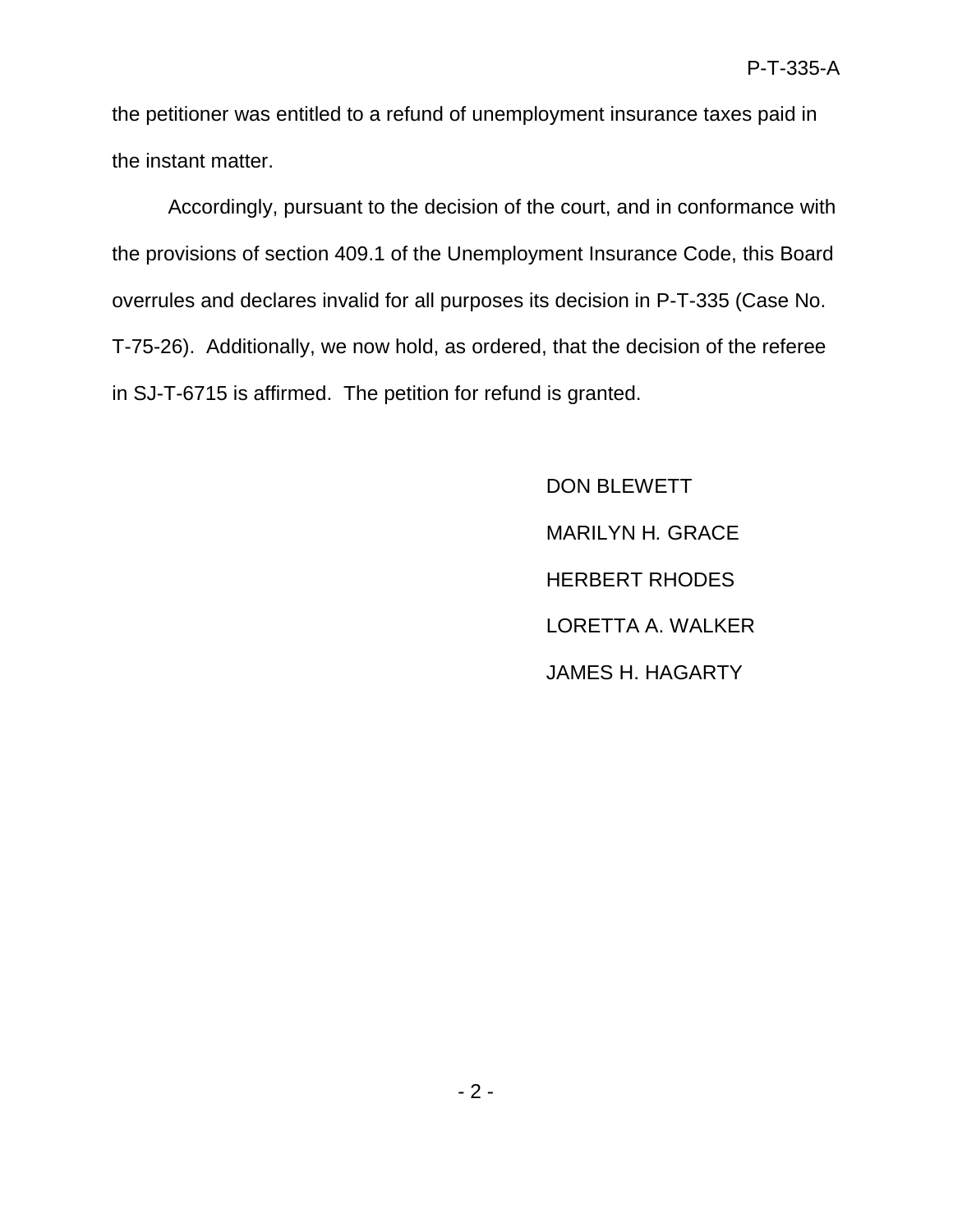the petitioner was entitled to a refund of unemployment insurance taxes paid in the instant matter.

Accordingly, pursuant to the decision of the court, and in conformance with the provisions of section 409.1 of the Unemployment Insurance Code, this Board overrules and declares invalid for all purposes its decision in P-T-335 (Case No. T-75-26). Additionally, we now hold, as ordered, that the decision of the referee in SJ-T-6715 is affirmed. The petition for refund is granted.

DON BLEWETT

MARILYN H. GRACE

HERBERT RHODES

LORETTA A. WALKER

JAMES H. HAGARTY